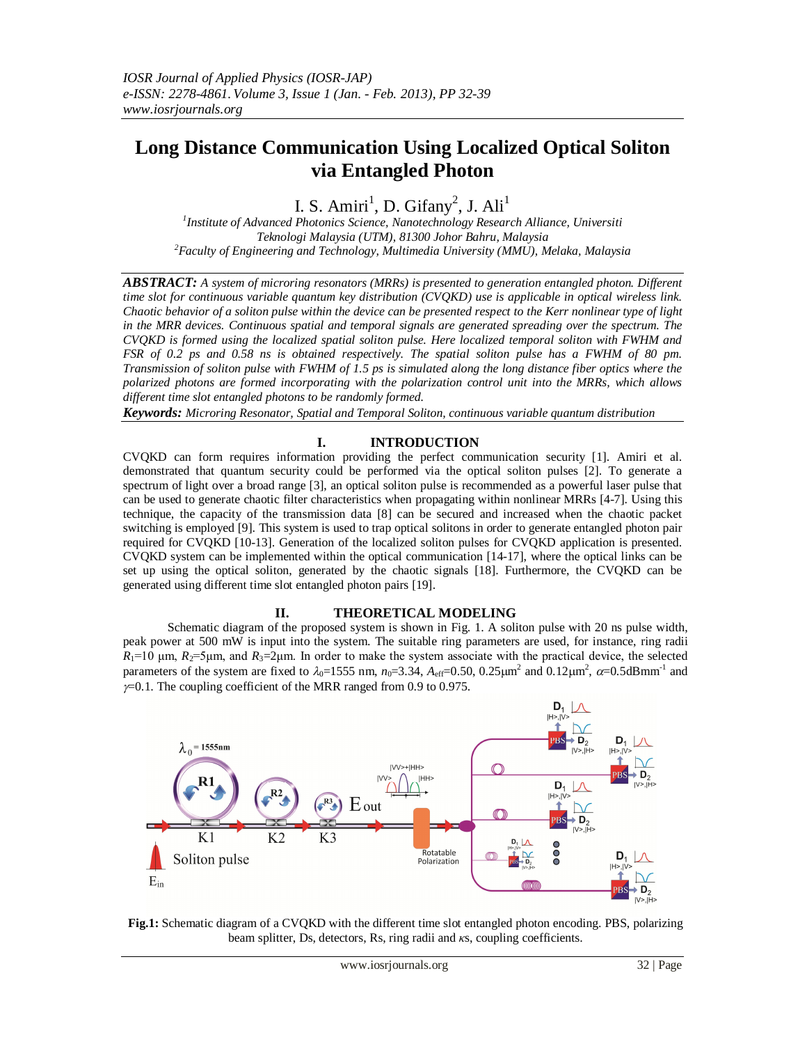# Long Distance Communication Using Localized Optical Soliton via Entangled Photon

I. S. Amiri[1], D. Gifany[2], J. Ali[1]

[1]*Institute of Advanced Photonics Science, Nanotechnology Research Alliance, Universiti Teknologi Malaysia (UTM), 81300 Johor Bahru, Malaysia*
[2]*Faculty of Engineering and Technology, Multimedia University (MMU), Melaka, Malaysia*

***ABSTRACT:*** *A system of microring resonators (MRRs) is presented to generation entangled photon. Different time slot for continuous variable quantum key distribution (CVQKD) use is applicable in optical wireless link. Chaotic behavior of a soliton pulse within the device can be presented respect to the Kerr nonlinear type of light in the MRR devices. Continuous spatial and temporal signals are generated spreading over the spectrum. The CVQKD is formed using the localized spatial soliton pulse. Here localized temporal soliton with FWHM and FSR of 0.2 ps and 0.58 ns is obtained respectively. The spatial soliton pulse has a FWHM of 80 pm. Transmission of soliton pulse with FWHM of 1.5 ps is simulated along the long distance fiber optics where the polarized photons are formed incorporating with the polarization control unit into the MRRs, which allows different time slot entangled photons to be randomly formed.*

***Keywords:*** *Microring Resonator, Spatial and Temporal Soliton, continuous variable quantum distribution*

## I. INTRODUCTION

CVQKD can form requires information providing the perfect communication security [1]. Amiri et al. demonstrated that quantum security could be performed via the optical soliton pulses [2]. To generate a spectrum of light over a broad range [3], an optical soliton pulse is recommended as a powerful laser pulse that can be used to generate chaotic filter characteristics when propagating within nonlinear MRRs [4-7]. Using this technique, the capacity of the transmission data [8] can be secured and increased when the chaotic packet switching is employed [9]. This system is used to trap optical solitons in order to generate entangled photon pair required for CVQKD [10-13]. Generation of the localized soliton pulses for CVQKD application is presented. CVQKD system can be implemented within the optical communication [14-17], where the optical links can be set up using the optical soliton, generated by the chaotic signals [18]. Furthermore, the CVQKD can be generated using different time slot entangled photon pairs [19].

## II. THEORETICAL MODELING

Schematic diagram of the proposed system is shown in Fig. 1. A soliton pulse with 20 ns pulse width, peak power at 500 mW is input into the system. The suitable ring parameters are used, for instance, ring radii $R_1$=10 μm, $R_2$=5μm, and $R_3$=2μm. In order to make the system associate with the practical device, the selected parameters of the system are fixed to $\lambda_0$=1555 nm, $n_0$=3.34, $A_{eff}$=0.50, 0.25μm$^2$ and 0.12μm$^2$, $\alpha$=0.5dBmm$^{-1}$ and $\gamma$=0.1. The coupling coefficient of the MRR ranged from 0.9 to 0.975.

**Fig.1:** Schematic diagram of a CVQKD with the different time slot entangled photon encoding. PBS, polarizing beam splitter, Ds, detectors, Rs, ring radii and κs, coupling coefficients.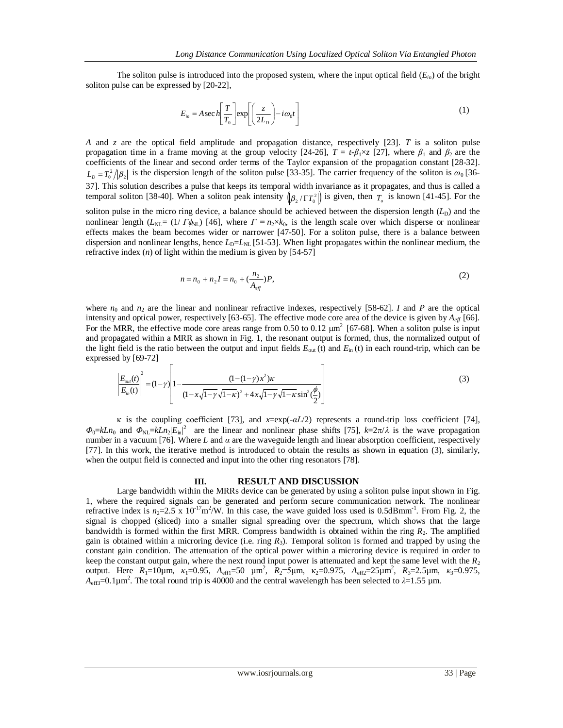The soliton pulse is introduced into the proposed system, where the input optical field ($E_{in}$) of the bright soliton pulse can be expressed by [20-22],

$$E_{in} = A\sec h\left[\frac{T}{T_0}\right]\exp\left[\left(\frac{z}{2L_D}\right) - i\omega_0 t\right] \tag{1}$$

$A$ and $z$ are the optical field amplitude and propagation distance, respectively [23]. $T$ is a soliton pulse propagation time in a frame moving at the group velocity [24-26], $T = t\text{-}\beta_1 \times z$ [27], where $\beta_1$ and $\beta_2$ are the coefficients of the linear and second order terms of the Taylor expansion of the propagation constant [28-32]. $L_D = T_0^2/|\beta_2|$ is the dispersion length of the soliton pulse [33-35]. The carrier frequency of the soliton is $\omega_0$ [36-37]. This solution describes a pulse that keeps its temporal width invariance as it propagates, and thus is called a temporal soliton [38-40]. When a soliton peak intensity $\left(|\beta_2/\Gamma T_0^2|\right)$ is given, then $T_o$ is known [41-45]. For the soliton pulse in the micro ring device, a balance should be achieved between the dispersion length ($L_D$) and the nonlinear length ($L_{NL}$= (1/ $\Gamma\phi_{NL}$) [46], where $\Gamma = n_2 \times k_0$, is the length scale over which disperse or nonlinear effects makes the beam becomes wider or narrower [47-50]. For a soliton pulse, there is a balance between dispersion and nonlinear lengths, hence $L_D$=$L_{NL}$ [51-53]. When light propagates within the nonlinear medium, the refractive index ($n$) of light within the medium is given by [54-57]

$$n = n_0 + n_2 I = n_0 + \left(\frac{n_2}{A_{eff}}\right)P, \tag{2}$$

where $n_0$ and $n_2$ are the linear and nonlinear refractive indexes, respectively [58-62]. $I$ and $P$ are the optical intensity and optical power, respectively [63-65]. The effective mode core area of the device is given by $A_{eff}$ [66]. For the MRR, the effective mode core areas range from 0.50 to 0.12 μm$^2$ [67-68]. When a soliton pulse is input and propagated within a MRR as shown in Fig. 1, the resonant output is formed, thus, the normalized output of the light field is the ratio between the output and input fields $E_{out}$ (t) and $E_{in}$ (t) in each round-trip, which can be expressed by [69-72]

$$\left|\frac{E_{out}(t)}{E_{in}(t)}\right|^2 = (1-\gamma)\left[1 - \frac{(1-(1-\gamma)x^2)\kappa}{(1-x\sqrt{1-\gamma}\sqrt{1-\kappa})^2 + 4x\sqrt{1-\gamma}\sqrt{1-\kappa}\sin^2(\frac{\phi}{2})}\right] \tag{3}$$

$\kappa$ is the coupling coefficient [73], and $x$=exp($-\alpha L$/2) represents a round-trip loss coefficient [74], $\Phi_0$=$kLn_0$ and $\Phi_{NL}$=$kLn_2|E_{in}|^2$ are the linear and nonlinear phase shifts [75], $k$=2$\pi$/$\lambda$ is the wave propagation number in a vacuum [76]. Where $L$ and $\alpha$ are the waveguide length and linear absorption coefficient, respectively [77]. In this work, the iterative method is introduced to obtain the results as shown in equation (3), similarly, when the output field is connected and input into the other ring resonators [78].

## III. RESULT AND DISCUSSION

Large bandwidth within the MRRs device can be generated by using a soliton pulse input shown in Fig. 1, where the required signals can be generated and perform secure communication network. The nonlinear refractive index is $n_2$=2.5 x 10$^{-17}$m$^2$/W. In this case, the wave guided loss used is 0.5dBmm$^{-1}$. From Fig. 2, the signal is chopped (sliced) into a smaller signal spreading over the spectrum, which shows that the large bandwidth is formed within the first MRR. Compress bandwidth is obtained within the ring $R_2$. The amplified gain is obtained within a microring device (i.e. ring $R_3$). Temporal soliton is formed and trapped by using the constant gain condition. The attenuation of the optical power within a microring device is required in order to keep the constant output gain, where the next round input power is attenuated and kept the same level with the $R_2$ output. Here $R_1$=10μm, $\kappa_1$=0.95, $A_{eff1}$=50 μm$^2$, $R_2$=5μm, $\kappa_2$=0.975, $A_{eff2}$=25μm$^2$, $R_3$=2.5μm, $\kappa_3$=0.975, $A_{eff3}$=0.1μm$^2$. The total round trip is 40000 and the central wavelength has been selected to $\lambda$=1.55 μm.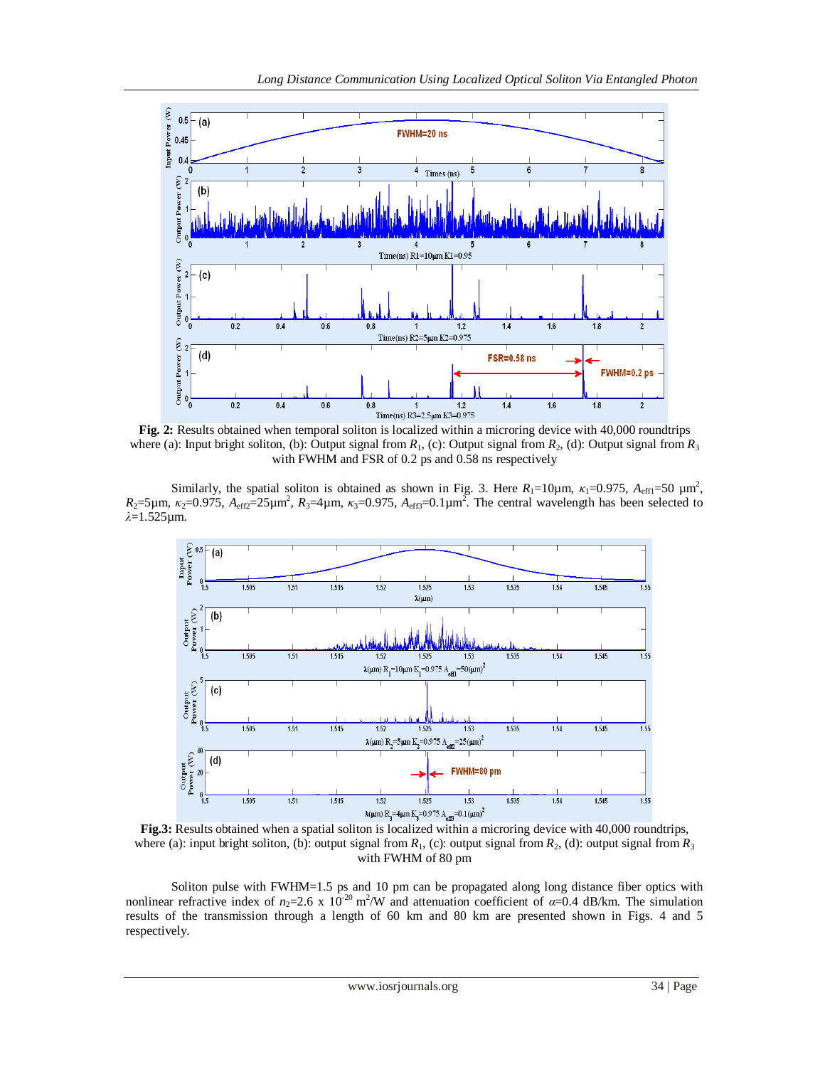**Fig. 2:** Results obtained when temporal soliton is localized within a microring device with 40,000 roundtrips where (a): Input bright soliton, (b): Output signal from $R_1$, (c): Output signal from $R_2$, (d): Output signal from $R_3$ with FWHM and FSR of 0.2 ps and 0.58 ns respectively

Similarly, the spatial soliton is obtained as shown in Fig. 3. Here $R_1$=10µm, $\kappa_1$=0.975, $A_{eff1}$=50 µm$^2$, $R_2$=5µm, $\kappa_2$=0.975, $A_{eff2}$=25µm$^2$, $R_3$=4µm, $\kappa_3$=0.975, $A_{eff3}$=0.1µm$^2$. The central wavelength has been selected to $\lambda$=1.525µm.

**Fig.3:** Results obtained when a spatial soliton is localized within a microring device with 40,000 roundtrips, where (a): input bright soliton, (b): output signal from $R_1$, (c): output signal from $R_2$, (d): output signal from $R_3$ with FWHM of 80 pm

Soliton pulse with FWHM=1.5 ps and 10 pm can be propagated along long distance fiber optics with nonlinear refractive index of $n_2$=2.6 x 10$^{-20}$ m$^2$/W and attenuation coefficient of $\alpha$=0.4 dB/km. The simulation results of the transmission through a length of 60 km and 80 km are presented shown in Figs. 4 and 5 respectively.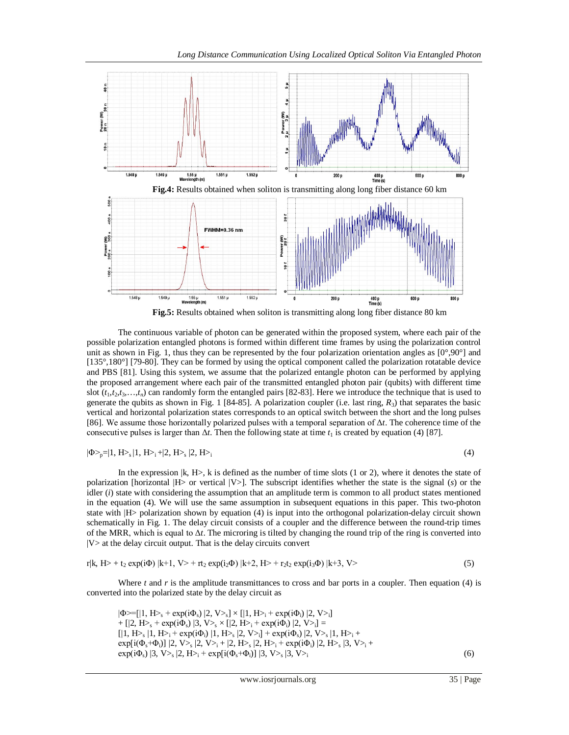**Fig.4:** Results obtained when soliton is transmitting along long fiber distance 60 km

**Fig.5:** Results obtained when soliton is transmitting along long fiber distance 80 km

The continuous variable of photon can be generated within the proposed system, where each pair of the possible polarization entangled photons is formed within different time frames by using the polarization control unit as shown in Fig. 1, thus they can be represented by the four polarization orientation angles as [0°,90°] and [135°,180°] [79-80]. They can be formed by using the optical component called the polarization rotatable device and PBS [81]. Using this system, we assume that the polarized entangle photon can be performed by applying the proposed arrangement where each pair of the transmitted entangled photon pair (qubits) with different time slot ($t_1, t_2, t_3, \ldots, t_n$) can randomly form the entangled pairs [82-83]. Here we introduce the technique that is used to generate the qubits as shown in Fig. 1 [84-85]. A polarization coupler (i.e. last ring, $R_3$) that separates the basic vertical and horizontal polarization states corresponds to an optical switch between the short and the long pulses [86]. We assume those horizontally polarized pulses with a temporal separation of $\Delta t$. The coherence time of the consecutive pulses is larger than $\Delta t$. Then the following state at time $t_1$ is created by equation (4) [87].

$$|\Phi\rangle_p = |1, H\rangle_s |1, H\rangle_i + |2, H\rangle_s |2, H\rangle_i \quad (4)$$

In the expression $|k, H\rangle$, k is defined as the number of time slots (1 or 2), where it denotes the state of polarization [horizontal $|H\rangle$ or vertical $|V\rangle$]. The subscript identifies whether the state is the signal ($s$) or the idler ($i$) state with considering the assumption that an amplitude term is common to all product states mentioned in the equation (4). We will use the same assumption in subsequent equations in this paper. This two-photon state with $|H\rangle$ polarization shown by equation (4) is input into the orthogonal polarization-delay circuit shown schematically in Fig. 1. The delay circuit consists of a coupler and the difference between the round-trip times of the MRR, which is equal to $\Delta t$. The microring is tilted by changing the round trip of the ring is converted into $|V\rangle$ at the delay circuit output. That is the delay circuits convert

$$r|k, H\rangle + t_2 \exp(i\Phi)\, |k+1, V\rangle + rt_2 \exp(i_2\Phi)\, |k+2, H\rangle + r_2 t_2 \exp(i_3\Phi)\, |k+3, V\rangle \quad (5)$$

Where $t$ and $r$ is the amplitude transmittances to cross and bar ports in a coupler. Then equation (4) is converted into the polarized state by the delay circuit as

$$\begin{aligned}
|\Phi\rangle = &[|1, H\rangle_s + \exp(i\Phi_s)\, |2, V\rangle_s] \times [|1, H\rangle_i + \exp(i\Phi_i)\, |2, V\rangle_i] \\
&+ [|2, H\rangle_s + \exp(i\Phi_s)\, |3, V\rangle_s \times [|2, H\rangle_i + \exp(i\Phi_i)\, |2, V\rangle_i] = \\
&[|1, H\rangle_s |1, H\rangle_i + \exp(i\Phi_i)\, |1, H\rangle_s |2, V\rangle_i] + \exp(i\Phi_s)\, |2, V\rangle_s |1, H\rangle_i + \\
&\exp[i(\Phi_s+\Phi_i)]\, |2, V\rangle_s |2, V\rangle_i + |2, H\rangle_s |2, H\rangle_i + \exp(i\Phi_i)\, |2, H\rangle_s |3, V\rangle_i + \\
&\exp(i\Phi_s)\, |3, V\rangle_s |2, H\rangle_i + \exp[i(\Phi_s+\Phi_i)]\, |3, V\rangle_s |3, V\rangle_i
\end{aligned} \quad (6)$$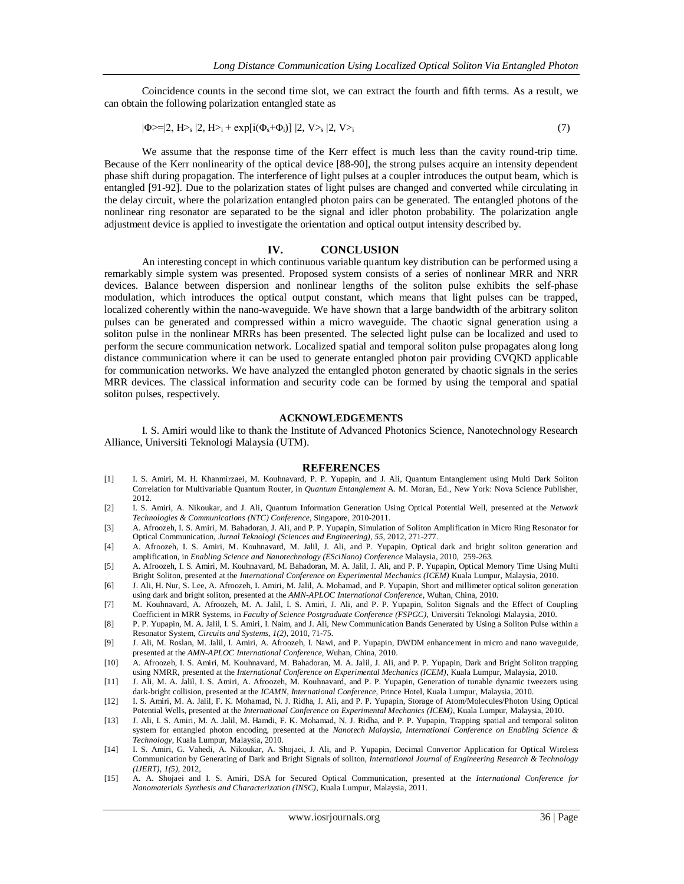Coincidence counts in the second time slot, we can extract the fourth and fifth terms. As a result, we can obtain the following polarization entangled state as

$$|\Phi\rangle = |2, H\rangle_s \, |2, H\rangle_i + \exp[i(\Phi_s + \Phi_i)] \, |2, V\rangle_s \, |2, V\rangle_i \tag{7}$$

We assume that the response time of the Kerr effect is much less than the cavity round-trip time. Because of the Kerr nonlinearity of the optical device [88-90], the strong pulses acquire an intensity dependent phase shift during propagation. The interference of light pulses at a coupler introduces the output beam, which is entangled [91-92]. Due to the polarization states of light pulses are changed and converted while circulating in the delay circuit, where the polarization entangled photon pairs can be generated. The entangled photons of the nonlinear ring resonator are separated to be the signal and idler photon probability. The polarization angle adjustment device is applied to investigate the orientation and optical output intensity described by.

## IV. CONCLUSION

An interesting concept in which continuous variable quantum key distribution can be performed using a remarkably simple system was presented. Proposed system consists of a series of nonlinear MRR and NRR devices. Balance between dispersion and nonlinear lengths of the soliton pulse exhibits the self-phase modulation, which introduces the optical output constant, which means that light pulses can be trapped, localized coherently within the nano-waveguide. We have shown that a large bandwidth of the arbitrary soliton pulses can be generated and compressed within a micro waveguide. The chaotic signal generation using a soliton pulse in the nonlinear MRRs has been presented. The selected light pulse can be localized and used to perform the secure communication network. Localized spatial and temporal soliton pulse propagates along long distance communication where it can be used to generate entangled photon pair providing CVQKD applicable for communication networks. We have analyzed the entangled photon generated by chaotic signals in the series MRR devices. The classical information and security code can be formed by using the temporal and spatial soliton pulses, respectively.

## ACKNOWLEDGEMENTS

I. S. Amiri would like to thank the Institute of Advanced Photonics Science, Nanotechnology Research Alliance, Universiti Teknologi Malaysia (UTM).

## REFERENCES

[1] I. S. Amiri, M. H. Khanmirzaei, M. Kouhnavard, P. P. Yupapin, and J. Ali, Quantum Entanglement using Multi Dark Soliton Correlation for Multivariable Quantum Router, in *Quantum Entanglement* A. M. Moran, Ed., New York: Nova Science Publisher, 2012.

[2] I. S. Amiri, A. Nikoukar, and J. Ali, Quantum Information Generation Using Optical Potential Well, presented at the *Network Technologies & Communications (NTC) Conference*, Singapore, 2010-2011.

[3] A. Afroozeh, I. S. Amiri, M. Bahadoran, J. Ali, and P. P. Yupapin, Simulation of Soliton Amplification in Micro Ring Resonator for Optical Communication, *Jurnal Teknologi (Sciences and Engineering), 55*, 2012, 271-277.

[4] A. Afroozeh, I. S. Amiri, M. Kouhnavard, M. Jalil, J. Ali, and P. Yupapin, Optical dark and bright soliton generation and amplification, in *Enabling Science and Nanotechnology (ESciNano) Conference* Malaysia, 2010, 259-263.

[5] A. Afroozeh, I. S. Amiri, M. Kouhnavard, M. Bahadoran, M. A. Jalil, J. Ali, and P. P. Yupapin, Optical Memory Time Using Multi Bright Soliton, presented at the *International Conference on Experimental Mechanics (ICEM)* Kuala Lumpur, Malaysia, 2010.

[6] J. Ali, H. Nur, S. Lee, A. Afroozeh, I. Amiri, M. Jalil, A. Mohamad, and P. Yupapin, Short and millimeter optical soliton generation using dark and bright soliton, presented at the *AMN-APLOC International Conference*, Wuhan, China, 2010.

[7] M. Kouhnavard, A. Afroozeh, M. A. Jalil, I. S. Amiri, J. Ali, and P. P. Yupapin, Soliton Signals and the Effect of Coupling Coefficient in MRR Systems, in *Faculty of Science Postgraduate Conference (FSPGC)*, Universiti Teknologi Malaysia, 2010.

[8] P. P. Yupapin, M. A. Jalil, I. S. Amiri, I. Naim, and J. Ali, New Communication Bands Generated by Using a Soliton Pulse within a Resonator System, *Circuits and Systems, 1(2)*, 2010, 71-75.

[9] J. Ali, M. Roslan, M. Jalil, I. Amiri, A. Afroozeh, I. Nawi, and P. Yupapin, DWDM enhancement in micro and nano waveguide, presented at the *AMN-APLOC International Conference*, Wuhan, China, 2010.

[10] A. Afroozeh, I. S. Amiri, M. Kouhnavard, M. Bahadoran, M. A. Jalil, J. Ali, and P. P. Yupapin, Dark and Bright Soliton trapping using NMRR, presented at the *International Conference on Experimental Mechanics (ICEM)*, Kuala Lumpur, Malaysia, 2010.

[11] J. Ali, M. A. Jalil, I. S. Amiri, A. Afroozeh, M. Kouhnavard, and P. P. Yupapin, Generation of tunable dynamic tweezers using dark-bright collision, presented at the *ICAMN, International Conference*, Prince Hotel, Kuala Lumpur, Malaysia, 2010.

[12] I. S. Amiri, M. A. Jalil, F. K. Mohamad, N. J. Ridha, J. Ali, and P. P. Yupapin, Storage of Atom/Molecules/Photon Using Optical Potential Wells, presented at the *International Conference on Experimental Mechanics (ICEM)*, Kuala Lumpur, Malaysia, 2010.

[13] J. Ali, I. S. Amiri, M. A. Jalil, M. Hamdi, F. K. Mohamad, N. J. Ridha, and P. P. Yupapin, Trapping spatial and temporal soliton system for entangled photon encoding, presented at the *Nanotech Malaysia, International Conference on Enabling Science & Technology*, Kuala Lumpur, Malaysia, 2010.

[14] I. S. Amiri, G. Vahedi, A. Nikoukar, A. Shojaei, J. Ali, and P. Yupapin, Decimal Convertor Application for Optical Wireless Communication by Generating of Dark and Bright Signals of soliton, *International Journal of Engineering Research & Technology (IJERT), 1(5)*, 2012,

[15] A. A. Shojaei and I. S. Amiri, DSA for Secured Optical Communication, presented at the *International Conference for Nanomaterials Synthesis and Characterization (INSC)*, Kuala Lumpur, Malaysia, 2011.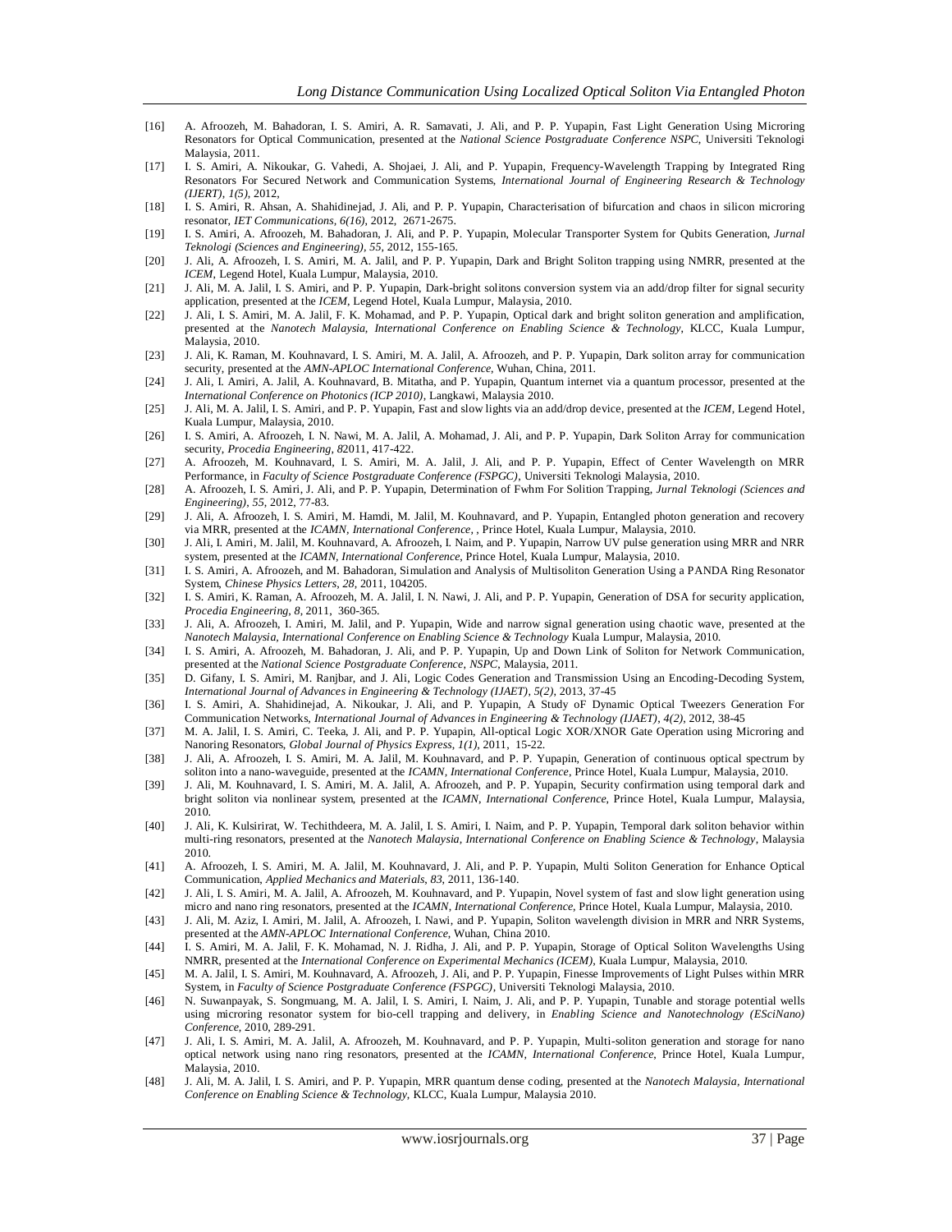[16] A. Afroozeh, M. Bahadoran, I. S. Amiri, A. R. Samavati, J. Ali, and P. P. Yupapin, Fast Light Generation Using Microring Resonators for Optical Communication, presented at the *National Science Postgraduate Conference NSPC*, Universiti Teknologi Malaysia, 2011.

[17] I. S. Amiri, A. Nikoukar, G. Vahedi, A. Shojaei, J. Ali, and P. Yupapin, Frequency-Wavelength Trapping by Integrated Ring Resonators For Secured Network and Communication Systems, *International Journal of Engineering Research & Technology (IJERT), 1(5)*, 2012,

[18] I. S. Amiri, R. Ahsan, A. Shahidinejad, J. Ali, and P. P. Yupapin, Characterisation of bifurcation and chaos in silicon microring resonator, *IET Communications, 6(16)*, 2012, 2671-2675.

[19] I. S. Amiri, A. Afroozeh, M. Bahadoran, J. Ali, and P. P. Yupapin, Molecular Transporter System for Qubits Generation, *Jurnal Teknologi (Sciences and Engineering), 55*, 2012, 155-165.

[20] J. Ali, A. Afroozeh, I. S. Amiri, M. A. Jalil, and P. P. Yupapin, Dark and Bright Soliton trapping using NMRR, presented at the *ICEM*, Legend Hotel, Kuala Lumpur, Malaysia, 2010.

[21] J. Ali, M. A. Jalil, I. S. Amiri, and P. P. Yupapin, Dark-bright solitons conversion system via an add/drop filter for signal security application, presented at the *ICEM*, Legend Hotel, Kuala Lumpur, Malaysia, 2010.

[22] J. Ali, I. S. Amiri, M. A. Jalil, F. K. Mohamad, and P. P. Yupapin, Optical dark and bright soliton generation and amplification, presented at the *Nanotech Malaysia, International Conference on Enabling Science & Technology*, KLCC, Kuala Lumpur, Malaysia, 2010.

[23] J. Ali, K. Raman, M. Kouhnavard, I. S. Amiri, M. A. Jalil, A. Afroozeh, and P. P. Yupapin, Dark soliton array for communication security, presented at the *AMN-APLOC International Conference*, Wuhan, China, 2011.

[24] J. Ali, I. Amiri, A. Jalil, A. Kouhnavard, B. Mitatha, and P. Yupapin, Quantum internet via a quantum processor, presented at the *International Conference on Photonics (ICP 2010)*, Langkawi, Malaysia 2010.

[25] J. Ali, M. A. Jalil, I. S. Amiri, and P. P. Yupapin, Fast and slow lights via an add/drop device, presented at the *ICEM*, Legend Hotel, Kuala Lumpur, Malaysia, 2010.

[26] I. S. Amiri, A. Afroozeh, I. N. Nawi, M. A. Jalil, A. Mohamad, J. Ali, and P. P. Yupapin, Dark Soliton Array for communication security, *Procedia Engineering, 8*2011, 417-422.

[27] A. Afroozeh, M. Kouhnavard, I. S. Amiri, M. A. Jalil, J. Ali, and P. P. Yupapin, Effect of Center Wavelength on MRR Performance, in *Faculty of Science Postgraduate Conference (FSPGC)*, Universiti Teknologi Malaysia, 2010.

[28] A. Afroozeh, I. S. Amiri, J. Ali, and P. P. Yupapin, Determination of Fwhm For Solition Trapping, *Jurnal Teknologi (Sciences and Engineering), 55*, 2012, 77-83.

[29] J. Ali, A. Afroozeh, I. S. Amiri, M. Hamdi, M. Jalil, M. Kouhnavard, and P. Yupapin, Entangled photon generation and recovery via MRR, presented at the *ICAMN, International Conference*, , Prince Hotel, Kuala Lumpur, Malaysia, 2010.

[30] J. Ali, I. Amiri, M. Jalil, M. Kouhnavard, A. Afroozeh, I. Naim, and P. Yupapin, Narrow UV pulse generation using MRR and NRR system, presented at the *ICAMN, International Conference*, Prince Hotel, Kuala Lumpur, Malaysia, 2010.

[31] I. S. Amiri, A. Afroozeh, and M. Bahadoran, Simulation and Analysis of Multisoliton Generation Using a PANDA Ring Resonator System, *Chinese Physics Letters, 28*, 2011, 104205.

[32] I. S. Amiri, K. Raman, A. Afroozeh, M. A. Jalil, I. N. Nawi, J. Ali, and P. P. Yupapin, Generation of DSA for security application, *Procedia Engineering, 8*, 2011, 360-365.

[33] J. Ali, A. Afroozeh, I. Amiri, M. Jalil, and P. Yupapin, Wide and narrow signal generation using chaotic wave, presented at the *Nanotech Malaysia, International Conference on Enabling Science & Technology* Kuala Lumpur, Malaysia, 2010.

[34] I. S. Amiri, A. Afroozeh, M. Bahadoran, J. Ali, and P. P. Yupapin, Up and Down Link of Soliton for Network Communication, presented at the *National Science Postgraduate Conference, NSPC*, Malaysia, 2011.

[35] D. Gifany, I. S. Amiri, M. Ranjbar, and J. Ali, Logic Codes Generation and Transmission Using an Encoding-Decoding System, *International Journal of Advances in Engineering & Technology (IJAET), 5(2)*, 2013, 37-45

[36] I. S. Amiri, A. Shahidinejad, A. Nikoukar, J. Ali, and P. Yupapin, A Study oF Dynamic Optical Tweezers Generation For Communication Networks, *International Journal of Advances in Engineering & Technology (IJAET), 4(2)*, 2012, 38-45

[37] M. A. Jalil, I. S. Amiri, C. Teeka, J. Ali, and P. P. Yupapin, All-optical Logic XOR/XNOR Gate Operation using Microring and Nanoring Resonators, *Global Journal of Physics Express, 1(1)*, 2011, 15-22.

[38] J. Ali, A. Afroozeh, I. S. Amiri, M. A. Jalil, M. Kouhnavard, and P. P. Yupapin, Generation of continuous optical spectrum by soliton into a nano-waveguide, presented at the *ICAMN, International Conference*, Prince Hotel, Kuala Lumpur, Malaysia, 2010.

[39] J. Ali, M. Kouhnavard, I. S. Amiri, M. A. Jalil, A. Afroozeh, and P. P. Yupapin, Security confirmation using temporal dark and bright soliton via nonlinear system, presented at the *ICAMN, International Conference*, Prince Hotel, Kuala Lumpur, Malaysia, 2010.

[40] J. Ali, K. Kulsirirat, W. Techithdeera, M. A. Jalil, I. S. Amiri, I. Naim, and P. P. Yupapin, Temporal dark soliton behavior within multi-ring resonators, presented at the *Nanotech Malaysia, International Conference on Enabling Science & Technology*, Malaysia 2010.

[41] A. Afroozeh, I. S. Amiri, M. A. Jalil, M. Kouhnavard, J. Ali, and P. P. Yupapin, Multi Soliton Generation for Enhance Optical Communication, *Applied Mechanics and Materials, 83*, 2011, 136-140.

[42] J. Ali, I. S. Amiri, M. A. Jalil, A. Afroozeh, M. Kouhnavard, and P. Yupapin, Novel system of fast and slow light generation using micro and nano ring resonators, presented at the *ICAMN, International Conference*, Prince Hotel, Kuala Lumpur, Malaysia, 2010.

[43] J. Ali, M. Aziz, I. Amiri, M. Jalil, A. Afroozeh, I. Nawi, and P. Yupapin, Soliton wavelength division in MRR and NRR Systems, presented at the *AMN-APLOC International Conference*, Wuhan, China 2010.

[44] I. S. Amiri, M. A. Jalil, F. K. Mohamad, N. J. Ridha, J. Ali, and P. P. Yupapin, Storage of Optical Soliton Wavelengths Using NMRR, presented at the *International Conference on Experimental Mechanics (ICEM)*, Kuala Lumpur, Malaysia, 2010.

[45] M. A. Jalil, I. S. Amiri, M. Kouhnavard, A. Afroozeh, J. Ali, and P. P. Yupapin, Finesse Improvements of Light Pulses within MRR System, in *Faculty of Science Postgraduate Conference (FSPGC)*, Universiti Teknologi Malaysia, 2010.

[46] N. Suwanpayak, S. Songmuang, M. A. Jalil, I. S. Amiri, I. Naim, J. Ali, and P. P. Yupapin, Tunable and storage potential wells using microring resonator system for bio-cell trapping and delivery, in *Enabling Science and Nanotechnology (ESciNano) Conference*, 2010, 289-291.

[47] J. Ali, I. S. Amiri, M. A. Jalil, A. Afroozeh, M. Kouhnavard, and P. P. Yupapin, Multi-soliton generation and storage for nano optical network using nano ring resonators, presented at the *ICAMN, International Conference*, Prince Hotel, Kuala Lumpur, Malaysia, 2010.

[48] J. Ali, M. A. Jalil, I. S. Amiri, and P. P. Yupapin, MRR quantum dense coding, presented at the *Nanotech Malaysia, International Conference on Enabling Science & Technology*, KLCC, Kuala Lumpur, Malaysia 2010.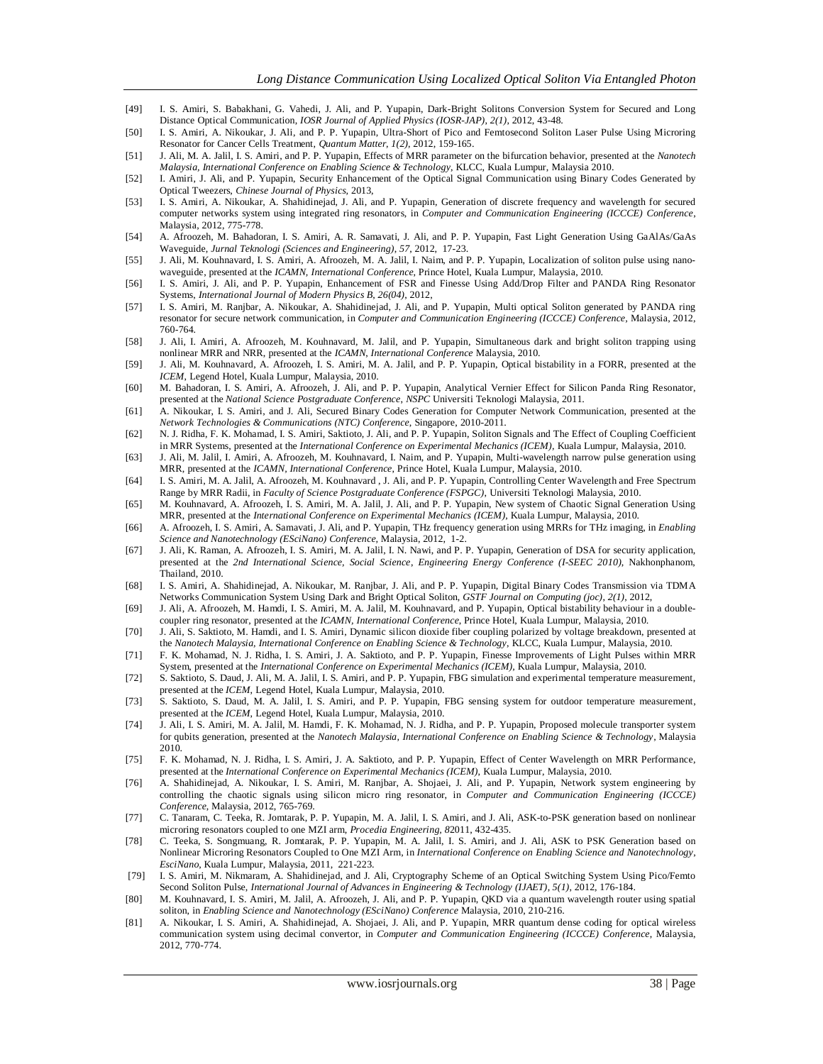[49] I. S. Amiri, S. Babakhani, G. Vahedi, J. Ali, and P. Yupapin, Dark-Bright Solitons Conversion System for Secured and Long Distance Optical Communication, *IOSR Journal of Applied Physics (IOSR-JAP), 2(1)*, 2012, 43-48.

[50] I. S. Amiri, A. Nikoukar, J. Ali, and P. P. Yupapin, Ultra-Short of Pico and Femtosecond Soliton Laser Pulse Using Microring Resonator for Cancer Cells Treatment, *Quantum Matter, 1(2)*, 2012, 159-165.

[51] J. Ali, M. A. Jalil, I. S. Amiri, and P. P. Yupapin, Effects of MRR parameter on the bifurcation behavior, presented at the *Nanotech Malaysia, International Conference on Enabling Science & Technology*, KLCC, Kuala Lumpur, Malaysia 2010.

[52] I. Amiri, J. Ali, and P. Yupapin, Security Enhancement of the Optical Signal Communication using Binary Codes Generated by Optical Tweezers, *Chinese Journal of Physics*, 2013,

[53] I. S. Amiri, A. Nikoukar, A. Shahidinejad, J. Ali, and P. Yupapin, Generation of discrete frequency and wavelength for secured computer networks system using integrated ring resonators, in *Computer and Communication Engineering (ICCCE) Conference*, Malaysia, 2012, 775-778.

[54] A. Afroozeh, M. Bahadoran, I. S. Amiri, A. R. Samavati, J. Ali, and P. P. Yupapin, Fast Light Generation Using GaAlAs/GaAs Waveguide, *Jurnal Teknologi (Sciences and Engineering), 57*, 2012, 17-23.

[55] J. Ali, M. Kouhnavard, I. S. Amiri, A. Afroozeh, M. A. Jalil, I. Naim, and P. P. Yupapin, Localization of soliton pulse using nano-waveguide, presented at the *ICAMN, International Conference*, Prince Hotel, Kuala Lumpur, Malaysia, 2010.

[56] I. S. Amiri, J. Ali, and P. P. Yupapin, Enhancement of FSR and Finesse Using Add/Drop Filter and PANDA Ring Resonator Systems, *International Journal of Modern Physics B, 26(04)*, 2012,

[57] I. S. Amiri, M. Ranjbar, A. Nikoukar, A. Shahidinejad, J. Ali, and P. Yupapin, Multi optical Soliton generated by PANDA ring resonator for secure network communication, in *Computer and Communication Engineering (ICCCE) Conference*, Malaysia, 2012, 760-764.

[58] J. Ali, I. Amiri, A. Afroozeh, M. Kouhnavard, M. Jalil, and P. Yupapin, Simultaneous dark and bright soliton trapping using nonlinear MRR and NRR, presented at the *ICAMN, International Conference* Malaysia, 2010.

[59] J. Ali, M. Kouhnavard, A. Afroozeh, I. S. Amiri, M. A. Jalil, and P. P. Yupapin, Optical bistability in a FORR, presented at the *ICEM*, Legend Hotel, Kuala Lumpur, Malaysia, 2010.

[60] M. Bahadoran, I. S. Amiri, A. Afroozeh, J. Ali, and P. P. Yupapin, Analytical Vernier Effect for Silicon Panda Ring Resonator, presented at the *National Science Postgraduate Conference, NSPC* Universiti Teknologi Malaysia, 2011.

[61] A. Nikoukar, I. S. Amiri, and J. Ali, Secured Binary Codes Generation for Computer Network Communication, presented at the *Network Technologies & Communications (NTC) Conference*, Singapore, 2010-2011.

[62] N. J. Ridha, F. K. Mohamad, I. S. Amiri, Saktioto, J. Ali, and P. P. Yupapin, Soliton Signals and The Effect of Coupling Coefficient in MRR Systems, presented at the *International Conference on Experimental Mechanics (ICEM)*, Kuala Lumpur, Malaysia, 2010.

[63] J. Ali, M. Jalil, I. Amiri, A. Afroozeh, M. Kouhnavard, I. Naim, and P. Yupapin, Multi-wavelength narrow pulse generation using MRR, presented at the *ICAMN, International Conference*, Prince Hotel, Kuala Lumpur, Malaysia, 2010.

[64] I. S. Amiri, M. A. Jalil, A. Afroozeh, M. Kouhnavard , J. Ali, and P. P. Yupapin, Controlling Center Wavelength and Free Spectrum Range by MRR Radii, in *Faculty of Science Postgraduate Conference (FSPGC)*, Universiti Teknologi Malaysia, 2010.

[65] M. Kouhnavard, A. Afroozeh, I. S. Amiri, M. A. Jalil, J. Ali, and P. P. Yupapin, New system of Chaotic Signal Generation Using MRR, presented at the *International Conference on Experimental Mechanics (ICEM)*, Kuala Lumpur, Malaysia, 2010.

[66] A. Afroozeh, I. S. Amiri, A. Samavati, J. Ali, and P. Yupapin, THz frequency generation using MRRs for THz imaging, in *Enabling Science and Nanotechnology (EsciNano) Conference*, Malaysia, 2012, 1-2.

[67] J. Ali, K. Raman, A. Afroozeh, I. S. Amiri, M. A. Jalil, I. N. Nawi, and P. P. Yupapin, Generation of DSA for security application, presented at the *2nd International Science, Social Science, Engineering Energy Conference (I-SEEC 2010)*, Nakhonphanom, Thailand, 2010.

[68] I. S. Amiri, A. Shahidinejad, A. Nikoukar, M. Ranjbar, J. Ali, and P. P. Yupapin, Digital Binary Codes Transmission via TDMA Networks Communication System Using Dark and Bright Optical Soliton, *GSTF Journal on Computing (joc), 2(1)*, 2012,

[69] J. Ali, A. Afroozeh, M. Hamdi, I. S. Amiri, M. A. Jalil, M. Kouhnavard, and P. Yupapin, Optical bistability behaviour in a double-coupler ring resonator, presented at the *ICAMN, International Conference*, Prince Hotel, Kuala Lumpur, Malaysia, 2010.

[70] J. Ali, S. Saktioto, M. Hamdi, and I. S. Amiri, Dynamic silicon dioxide fiber coupling polarized by voltage breakdown, presented at the *Nanotech Malaysia, International Conference on Enabling Science & Technology*, KLCC, Kuala Lumpur, Malaysia, 2010.

[71] F. K. Mohamad, N. J. Ridha, I. S. Amiri, J. A. Saktioto, and P. P. Yupapin, Finesse Improvements of Light Pulses within MRR System, presented at the *International Conference on Experimental Mechanics (ICEM)*, Kuala Lumpur, Malaysia, 2010.

[72] S. Saktioto, S. Daud, J. Ali, M. A. Jalil, I. S. Amiri, and P. P. Yupapin, FBG simulation and experimental temperature measurement, presented at the *ICEM*, Legend Hotel, Kuala Lumpur, Malaysia, 2010.

[73] S. Saktioto, S. Daud, M. A. Jalil, I. S. Amiri, and P. P. Yupapin, FBG sensing system for outdoor temperature measurement, presented at the *ICEM*, Legend Hotel, Kuala Lumpur, Malaysia, 2010.

[74] J. Ali, I. S. Amiri, M. A. Jalil, M. Hamdi, F. K. Mohamad, N. J. Ridha, and P. P. Yupapin, Proposed molecule transporter system for qubits generation, presented at the *Nanotech Malaysia, International Conference on Enabling Science & Technology*, Malaysia 2010.

[75] F. K. Mohamad, N. J. Ridha, I. S. Amiri, J. A. Saktioto, and P. P. Yupapin, Effect of Center Wavelength on MRR Performance, presented at the *International Conference on Experimental Mechanics (ICEM)*, Kuala Lumpur, Malaysia, 2010.

[76] A. Shahidinejad, A. Nikoukar, I. S. Amiri, M. Ranjbar, A. Shojaei, J. Ali, and P. Yupapin, Network system engineering by controlling the chaotic signals using silicon micro ring resonator, in *Computer and Communication Engineering (ICCCE) Conference*, Malaysia, 2012, 765-769.

[77] C. Tanaram, C. Teeka, R. Jomtarak, P. P. Yupapin, M. A. Jalil, I. S. Amiri, and J. Ali, ASK-to-PSK generation based on nonlinear microring resonators coupled to one MZI arm, *Procedia Engineering, 8*2011, 432-435.

[78] C. Teeka, S. Songmuang, R. Jomtarak, P. P. Yupapin, M. A. Jalil, I. S. Amiri, and J. Ali, ASK to PSK Generation based on Nonlinear Microring Resonators Coupled to One MZI Arm, in *International Conference on Enabling Science and Nanotechnology, EsciNano*, Kuala Lumpur, Malaysia, 2011, 221-223.

[79] I. S. Amiri, M. Nikmaram, A. Shahidinejad, and J. Ali, Cryptography Scheme of an Optical Switching System Using Pico/Femto Second Soliton Pulse, *International Journal of Advances in Engineering & Technology (IJAET), 5(1)*, 2012, 176-184.

[80] M. Kouhnavard, I. S. Amiri, M. Jalil, A. Afroozeh, J. Ali, and P. P. Yupapin, QKD via a quantum wavelength router using spatial soliton, in *Enabling Science and Nanotechnology (EsciNano) Conference* Malaysia, 2010, 210-216.

[81] A. Nikoukar, I. S. Amiri, A. Shahidinejad, A. Shojaei, J. Ali, and P. Yupapin, MRR quantum dense coding for optical wireless communication system using decimal convertor, in *Computer and Communication Engineering (ICCCE) Conference*, Malaysia, 2012, 770-774.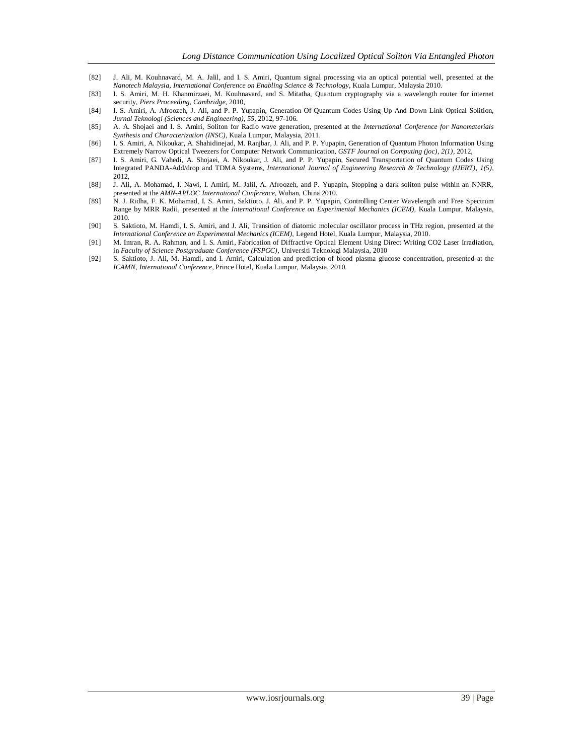[82] J. Ali, M. Kouhnavard, M. A. Jalil, and I. S. Amiri, Quantum signal processing via an optical potential well, presented at the *Nanotech Malaysia, International Conference on Enabling Science & Technology*, Kuala Lumpur, Malaysia 2010.

[83] I. S. Amiri, M. H. Khanmirzaei, M. Kouhnavard, and S. Mitatha, Quantum cryptography via a wavelength router for internet security, *Piers Proceeding, Cambridge*, 2010,

[84] I. S. Amiri, A. Afroozeh, J. Ali, and P. P. Yupapin, Generation Of Quantum Codes Using Up And Down Link Optical Solition, *Jurnal Teknologi (Sciences and Engineering), 55*, 2012, 97-106.

[85] A. A. Shojaei and I. S. Amiri, Soliton for Radio wave generation, presented at the *International Conference for Nanomaterials Synthesis and Characterization (INSC)*, Kuala Lumpur, Malaysia, 2011.

[86] I. S. Amiri, A. Nikoukar, A. Shahidinejad, M. Ranjbar, J. Ali, and P. P. Yupapin, Generation of Quantum Photon Information Using Extremely Narrow Optical Tweezers for Computer Network Communication, *GSTF Journal on Computing (joc), 2(1)*, 2012,

[87] I. S. Amiri, G. Vahedi, A. Shojaei, A. Nikoukar, J. Ali, and P. P. Yupapin, Secured Transportation of Quantum Codes Using Integrated PANDA-Add/drop and TDMA Systems, *International Journal of Engineering Research & Technology (IJERT), 1(5)*, 2012,

[88] J. Ali, A. Mohamad, I. Nawi, I. Amiri, M. Jalil, A. Afroozeh, and P. Yupapin, Stopping a dark soliton pulse within an NNRR, presented at the *AMN-APLOC International Conference*, Wuhan, China 2010.

[89] N. J. Ridha, F. K. Mohamad, I. S. Amiri, Saktioto, J. Ali, and P. P. Yupapin, Controlling Center Wavelength and Free Spectrum Range by MRR Radii, presented at the *International Conference on Experimental Mechanics (ICEM)*, Kuala Lumpur, Malaysia, 2010.

[90] S. Saktioto, M. Hamdi, I. S. Amiri, and J. Ali, Transition of diatomic molecular oscillator process in THz region, presented at the *International Conference on Experimental Mechanics (ICEM)*, Legend Hotel, Kuala Lumpur, Malaysia, 2010.

[91] M. Imran, R. A. Rahman, and I. S. Amiri, Fabrication of Diffractive Optical Element Using Direct Writing CO2 Laser Irradiation, in *Faculty of Science Postgraduate Conference (FSPGC)*, Universiti Teknologi Malaysia, 2010

[92] S. Saktioto, J. Ali, M. Hamdi, and I. Amiri, Calculation and prediction of blood plasma glucose concentration, presented at the *ICAMN, International Conference*, Prince Hotel, Kuala Lumpur, Malaysia, 2010.